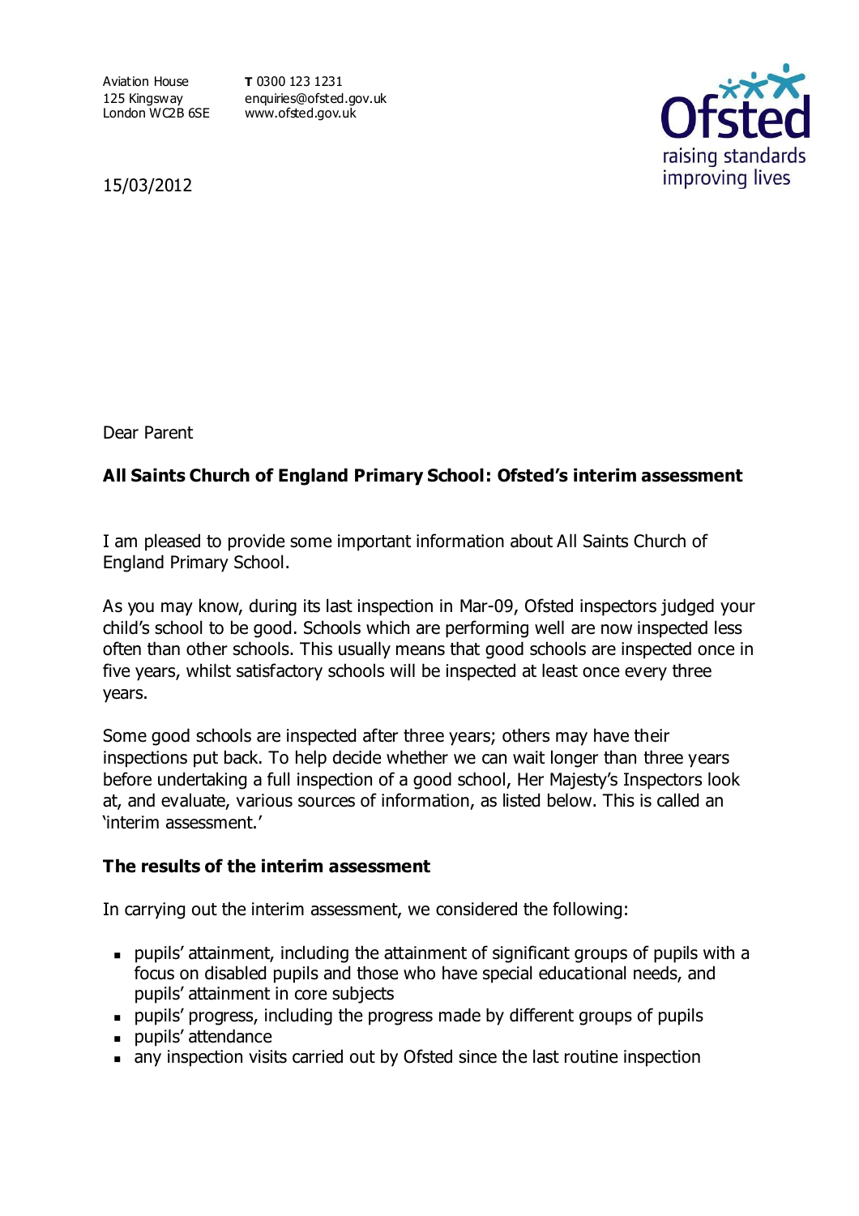Aviation House
125 Kingsway
London WC2B 6SE

**T** 0300 123 1231
enquiries@ofsted.gov.uk
www.ofsted.gov.uk

Ofsted
raising standards
improving lives

15/03/2012

Dear Parent

**All Saints Church of England Primary School: Ofsted's interim assessment**

I am pleased to provide some important information about All Saints Church of England Primary School.

As you may know, during its last inspection in Mar-09, Ofsted inspectors judged your child's school to be good. Schools which are performing well are now inspected less often than other schools. This usually means that good schools are inspected once in five years, whilst satisfactory schools will be inspected at least once every three years.

Some good schools are inspected after three years; others may have their inspections put back. To help decide whether we can wait longer than three years before undertaking a full inspection of a good school, Her Majesty's Inspectors look at, and evaluate, various sources of information, as listed below. This is called an 'interim assessment.'

**The results of the interim assessment**

In carrying out the interim assessment, we considered the following:

- pupils' attainment, including the attainment of significant groups of pupils with a focus on disabled pupils and those who have special educational needs, and pupils' attainment in core subjects
- pupils' progress, including the progress made by different groups of pupils
- pupils' attendance
- any inspection visits carried out by Ofsted since the last routine inspection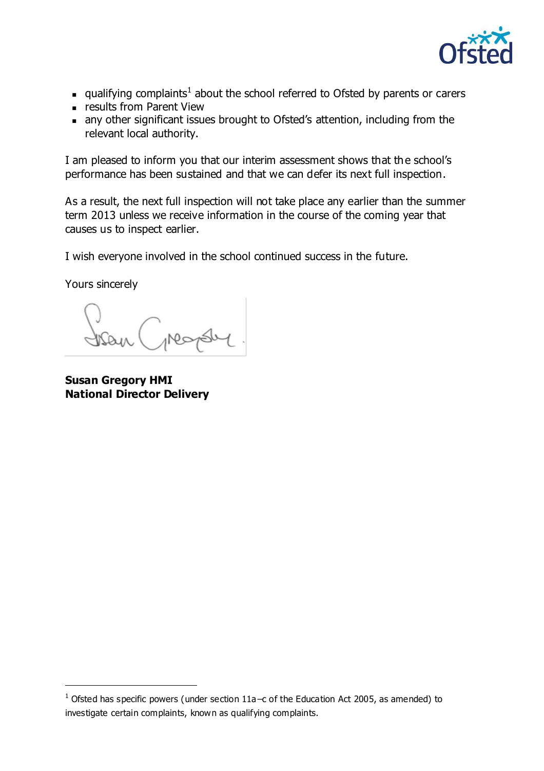- qualifying complaints[1] about the school referred to Ofsted by parents or carers
- results from Parent View
- any other significant issues brought to Ofsted's attention, including from the relevant local authority.

I am pleased to inform you that our interim assessment shows that the school's performance has been sustained and that we can defer its next full inspection.

As a result, the next full inspection will not take place any earlier than the summer term 2013 unless we receive information in the course of the coming year that causes us to inspect earlier.

I wish everyone involved in the school continued success in the future.

Yours sincerely

**Susan Gregory HMI**
**National Director Delivery**

[1] Ofsted has specific powers (under section 11a–c of the Education Act 2005, as amended) to investigate certain complaints, known as qualifying complaints.